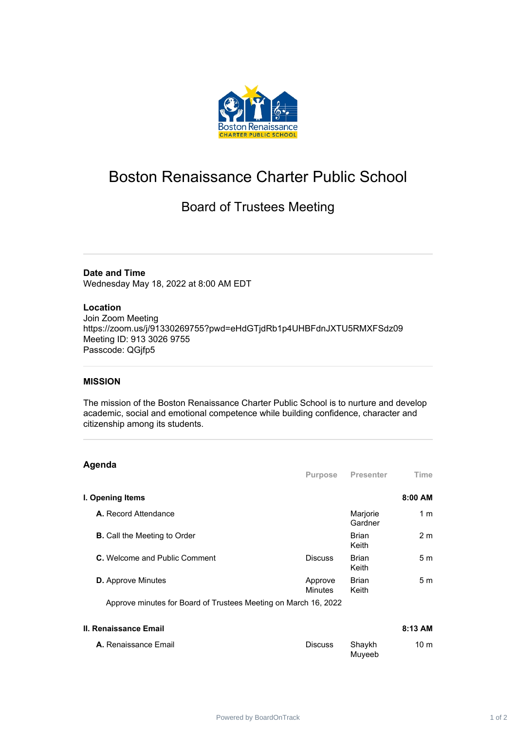# Boston Renaissance Charter Public School

## Board of Trustees Meeting

**Date and Time**
Wednesday May 18, 2022 at 8:00 AM EDT

**Location**
Join Zoom Meeting
https://zoom.us/j/91330269755?pwd=eHdGTjdRb1p4UHBFdnJXTU5RMXFSdz09
Meeting ID: 913 3026 9755
Passcode: QGjfp5

**MISSION**

The mission of the Boston Renaissance Charter Public School is to nurture and develop academic, social and emotional competence while building confidence, character and citizenship among its students.

**Agenda**

| | Purpose | Presenter | Time |
|---|---|---|---|
| **I. Opening Items** | | | **8:00 AM** |
| **A.** Record Attendance | | Marjorie Gardner | 1 m |
| **B.** Call the Meeting to Order | | Brian Keith | 2 m |
| **C.** Welcome and Public Comment | Discuss | Brian Keith | 5 m |
| **D.** Approve Minutes | Approve Minutes | Brian Keith | 5 m |
| Approve minutes for Board of Trustees Meeting on March 16, 2022 | | | |
| **II. Renaissance Email** | | | **8:13 AM** |
| **A.** Renaissance Email | Discuss | Shaykh Muyeeb | 10 m |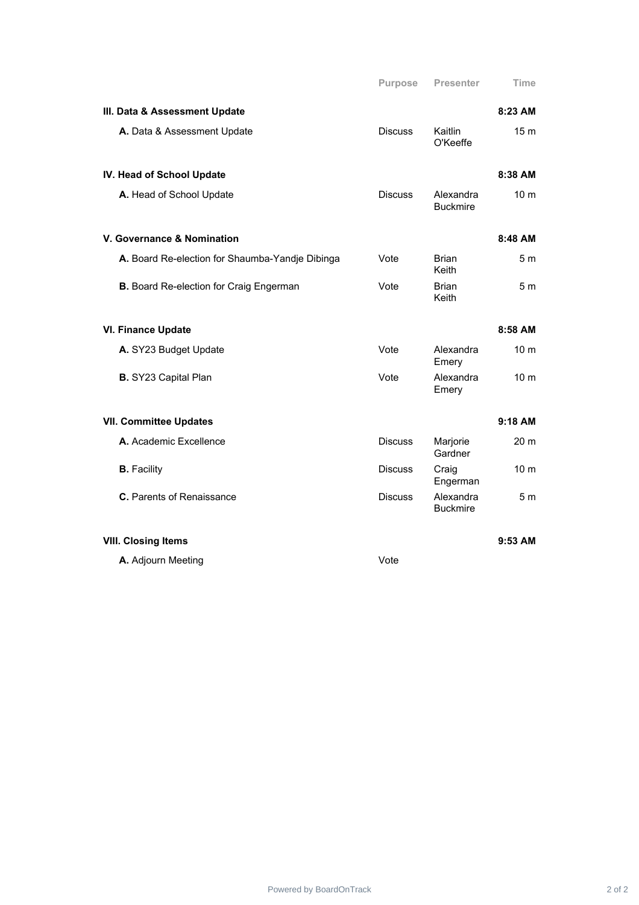| | Purpose | Presenter | Time |
|---|---|---|---|
| **III. Data & Assessment Update** | | | **8:23 AM** |
| **A.** Data & Assessment Update | Discuss | Kaitlin O'Keeffe | 15 m |
| **IV. Head of School Update** | | | **8:38 AM** |
| **A.** Head of School Update | Discuss | Alexandra Buckmire | 10 m |
| **V. Governance & Nomination** | | | **8:48 AM** |
| **A.** Board Re-election for Shaumba-Yandje Dibinga | Vote | Brian Keith | 5 m |
| **B.** Board Re-election for Craig Engerman | Vote | Brian Keith | 5 m |
| **VI. Finance Update** | | | **8:58 AM** |
| **A.** SY23 Budget Update | Vote | Alexandra Emery | 10 m |
| **B.** SY23 Capital Plan | Vote | Alexandra Emery | 10 m |
| **VII. Committee Updates** | | | **9:18 AM** |
| **A.** Academic Excellence | Discuss | Marjorie Gardner | 20 m |
| **B.** Facility | Discuss | Craig Engerman | 10 m |
| **C.** Parents of Renaissance | Discuss | Alexandra Buckmire | 5 m |
| **VIII. Closing Items** | | | **9:53 AM** |
| **A.** Adjourn Meeting | Vote | | |

Powered by BoardOnTrack